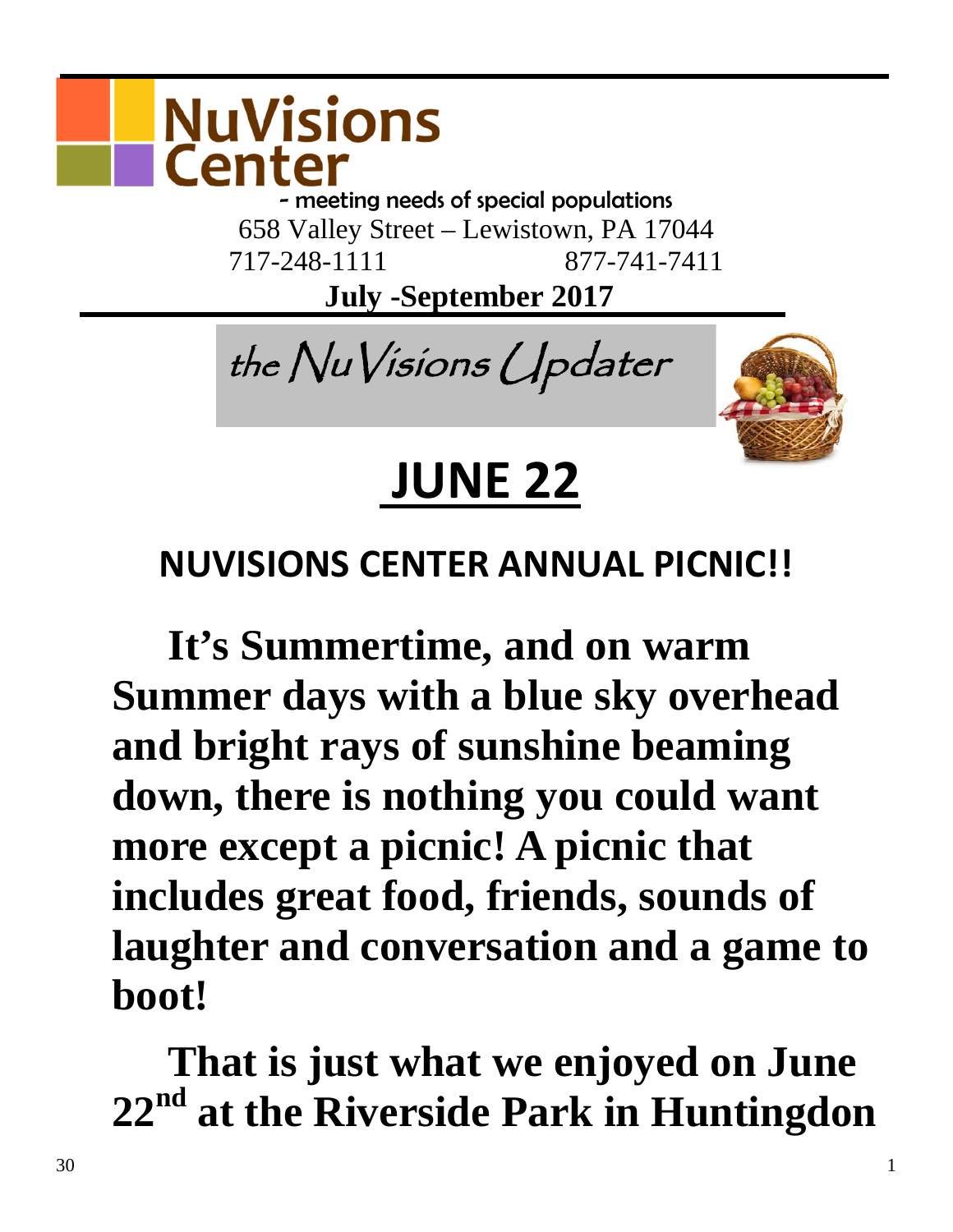# NuVisions Center

- meeting needs of special populations

658 Valley Street – Lewistown, PA 17044

717-248-1111 877-741-7411

**July -September 2017**

## the NuVisions Updater

# JUNE 22

## NUVISIONS CENTER ANNUAL PICNIC!!

**It's Summertime, and on warm Summer days with a blue sky overhead and bright rays of sunshine beaming down, there is nothing you could want more except a picnic! A picnic that includes great food, friends, sounds of laughter and conversation and a game to boot!**

**That is just what we enjoyed on June 22nd at the Riverside Park in Huntingdon**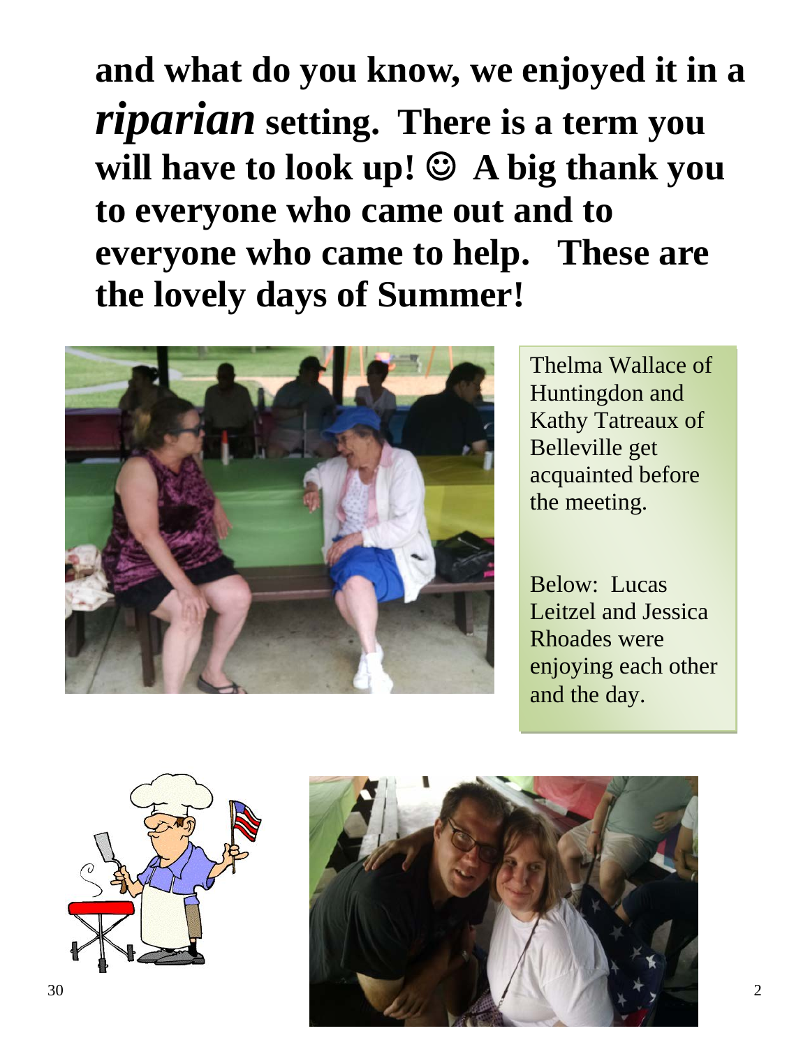**and what do you know, we enjoyed it in a *riparian* setting. There is a term you will have to look up! ☺ A big thank you to everyone who came out and to everyone who came to help. These are the lovely days of Summer!**

Thelma Wallace of Huntingdon and Kathy Tatreaux of Belleville get acquainted before the meeting.

Below: Lucas Leitzel and Jessica Rhoades were enjoying each other and the day.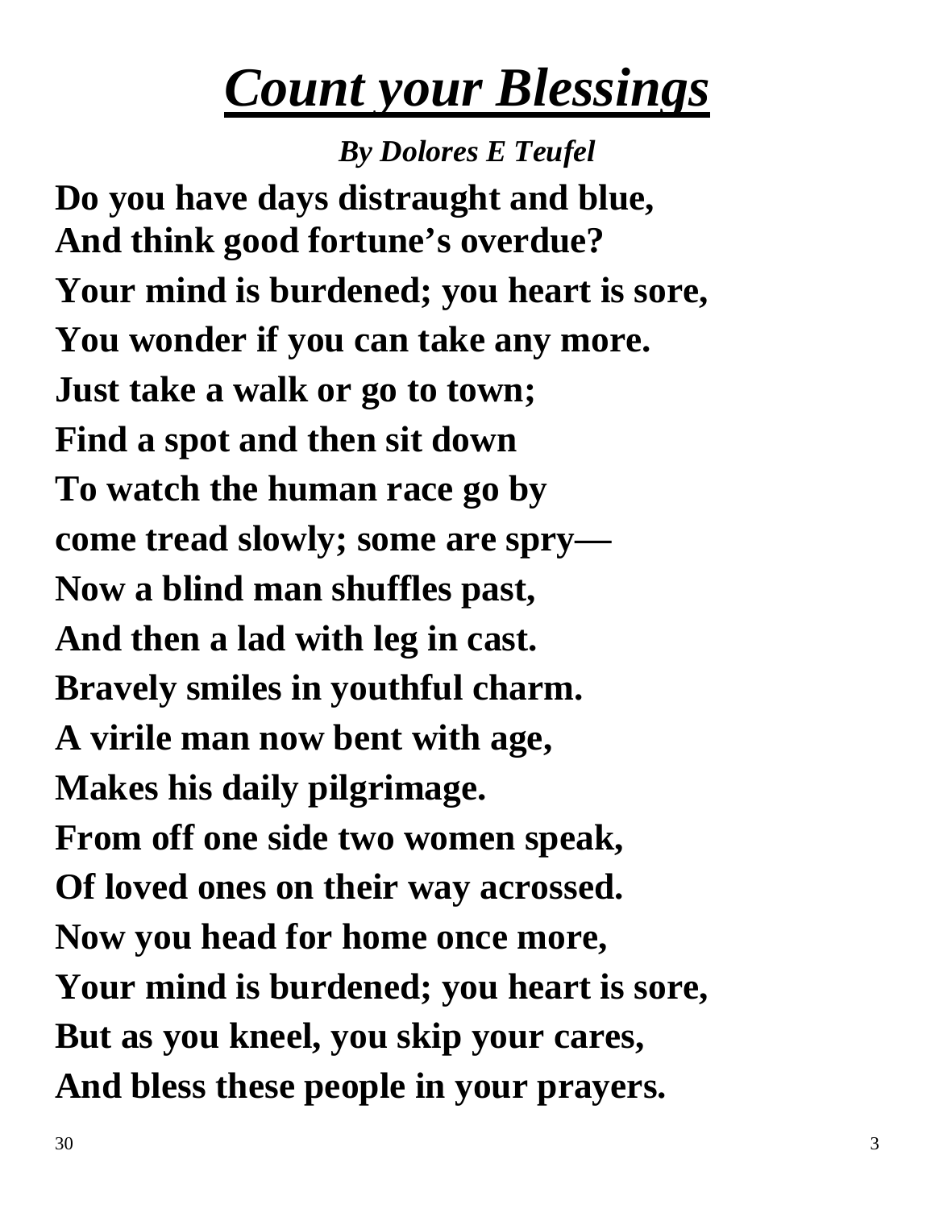# ***Count your Blessings***

***By Dolores E Teufel***

**Do you have days distraught and blue,**
**And think good fortune's overdue?**
**Your mind is burdened; you heart is sore,**
**You wonder if you can take any more.**
**Just take a walk or go to town;**
**Find a spot and then sit down**
**To watch the human race go by**
**come tread slowly; some are spry—**
**Now a blind man shuffles past,**
**And then a lad with leg in cast.**
**Bravely smiles in youthful charm.**
**A virile man now bent with age,**
**Makes his daily pilgrimage.**
**From off one side two women speak,**
**Of loved ones on their way acrossed.**
**Now you head for home once more,**
**Your mind is burdened; you heart is sore,**
**But as you kneel, you skip your cares,**
**And bless these people in your prayers.**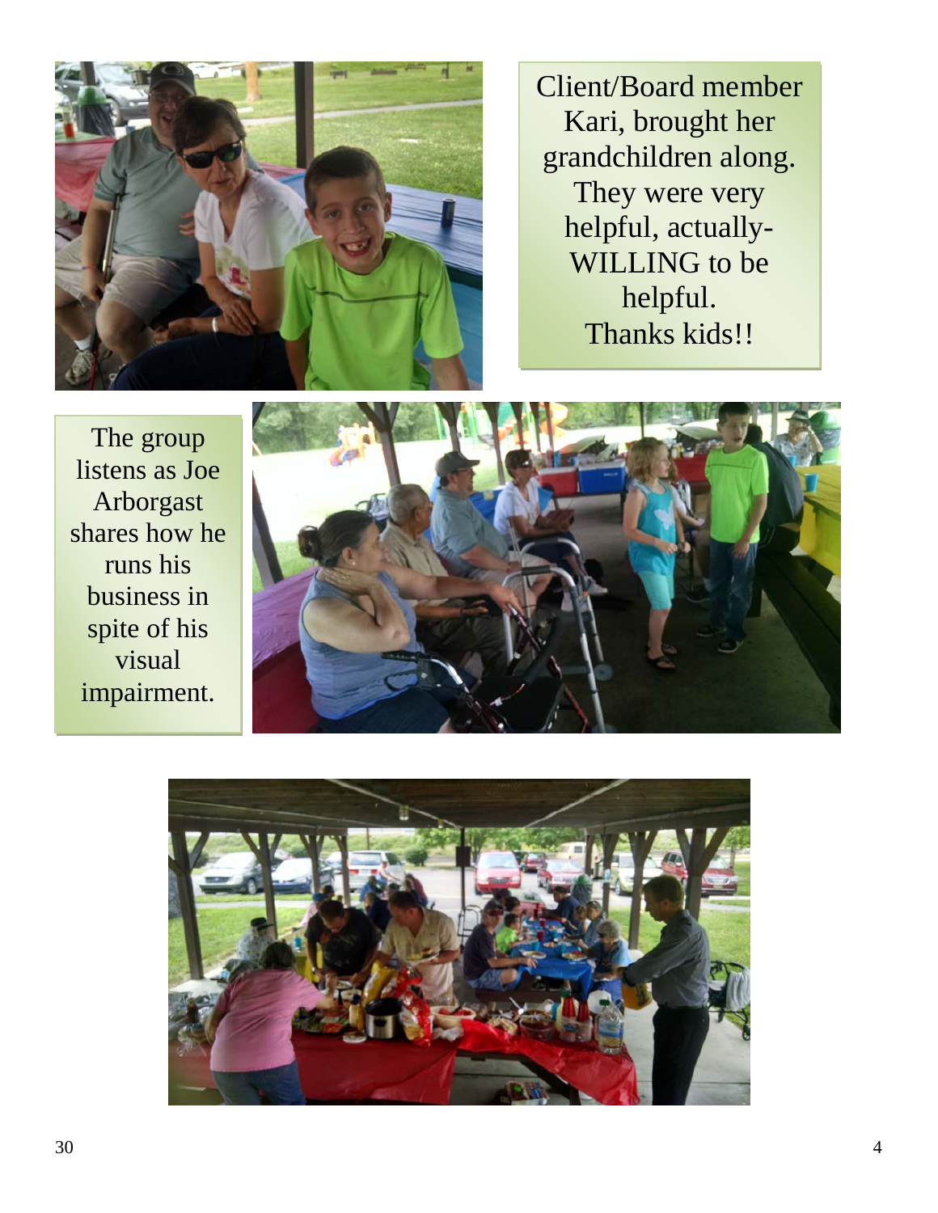Client/Board member Kari, brought her grandchildren along. They were very helpful, actually- WILLING to be helpful. Thanks kids!!

The group listens as Joe Arborgast shares how he runs his business in spite of his visual impairment.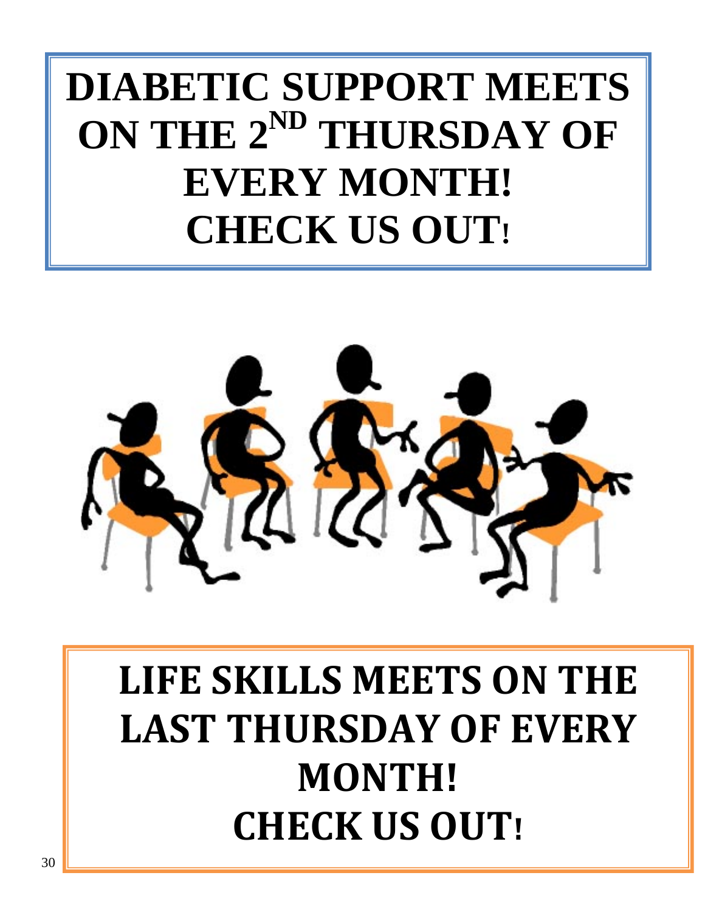**DIABETIC SUPPORT MEETS ON THE 2ND THURSDAY OF EVERY MONTH! CHECK US OUT!**

**LIFE SKILLS MEETS ON THE LAST THURSDAY OF EVERY MONTH! CHECK US OUT!**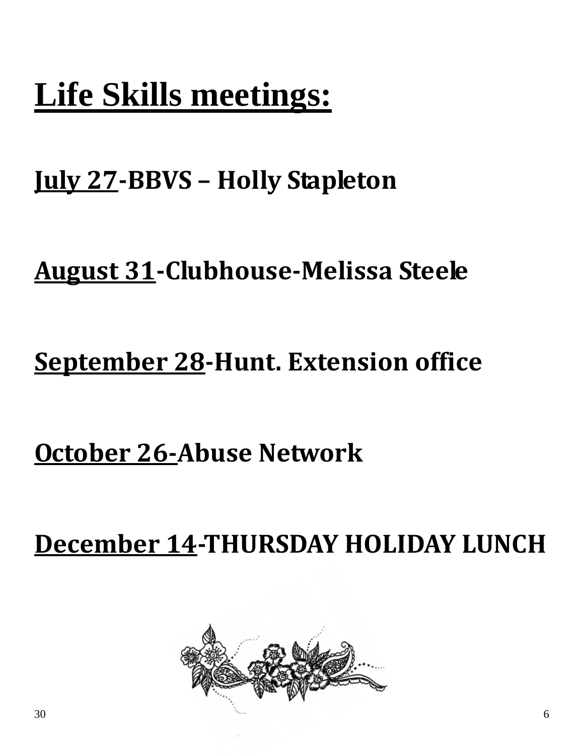# Life Skills meetings:

**July 27-BBVS – Holly Stapleton**

**August 31-Clubhouse-Melissa Steele**

**September 28-Hunt. Extension office**

**October 26-Abuse Network**

**December 14-THURSDAY HOLIDAY LUNCH**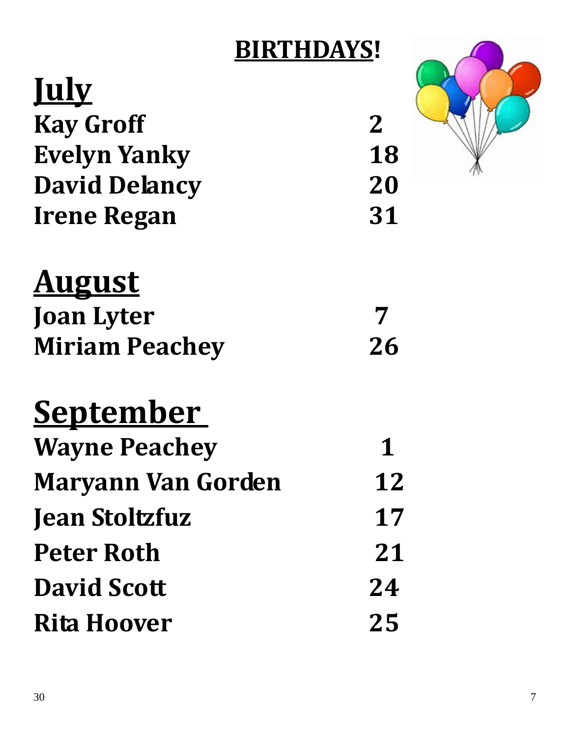# BIRTHDAYS!

## July

| | |
|---|---|
| Kay Groff | 2 |
| Evelyn Yanky | 18 |
| David Delancy | 20 |
| Irene Regan | 31 |

## August

| | |
|---|---|
| Joan Lyter | 7 |
| Miriam Peachey | 26 |

## September

| | |
|---|---|
| Wayne Peachey | 1 |
| Maryann Van Gorden | 12 |
| Jean Stoltzfuz | 17 |
| Peter Roth | 21 |
| David Scott | 24 |
| Rita Hoover | 25 |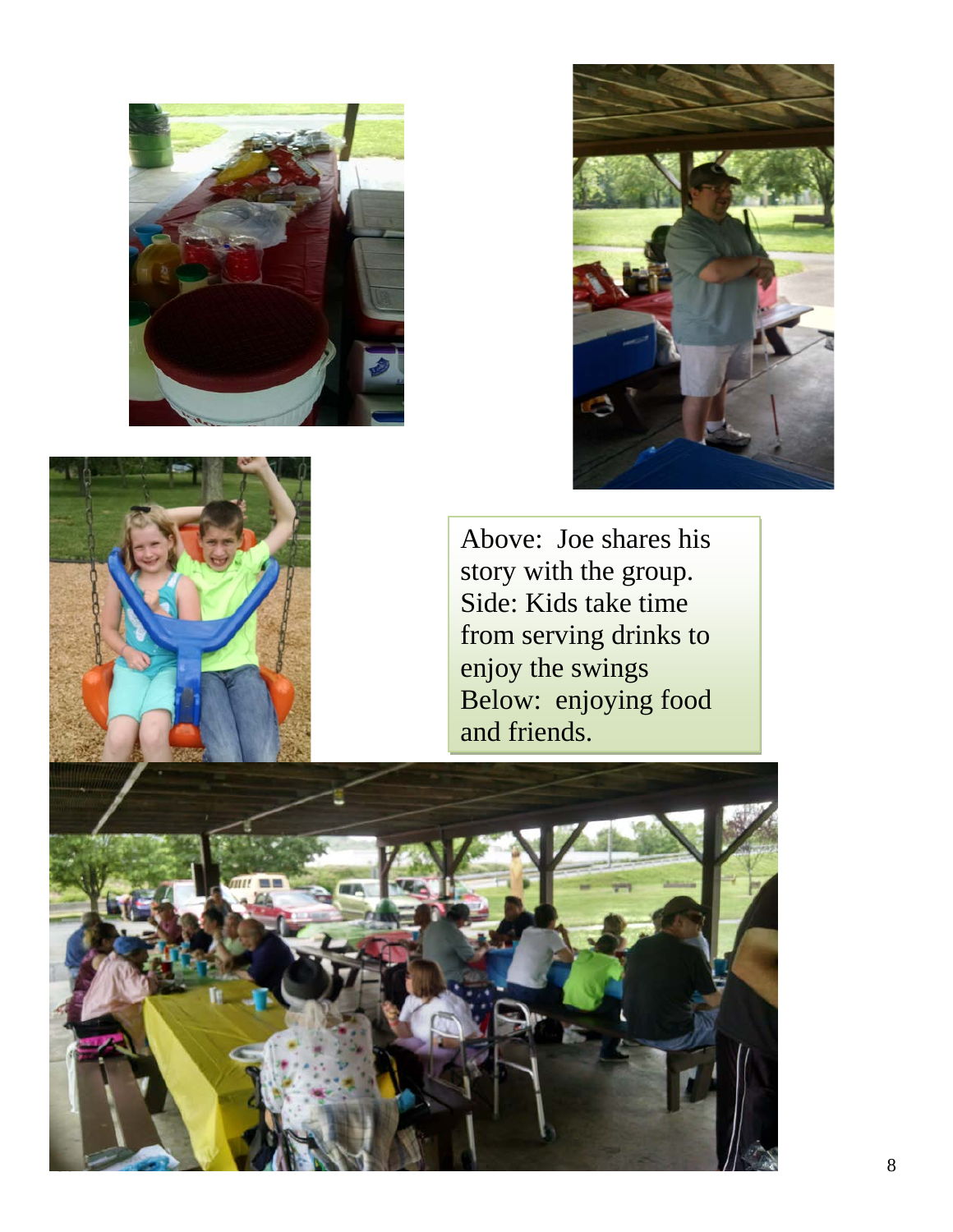Above: Joe shares his story with the group.
Side: Kids take time from serving drinks to enjoy the swings
Below: enjoying food and friends.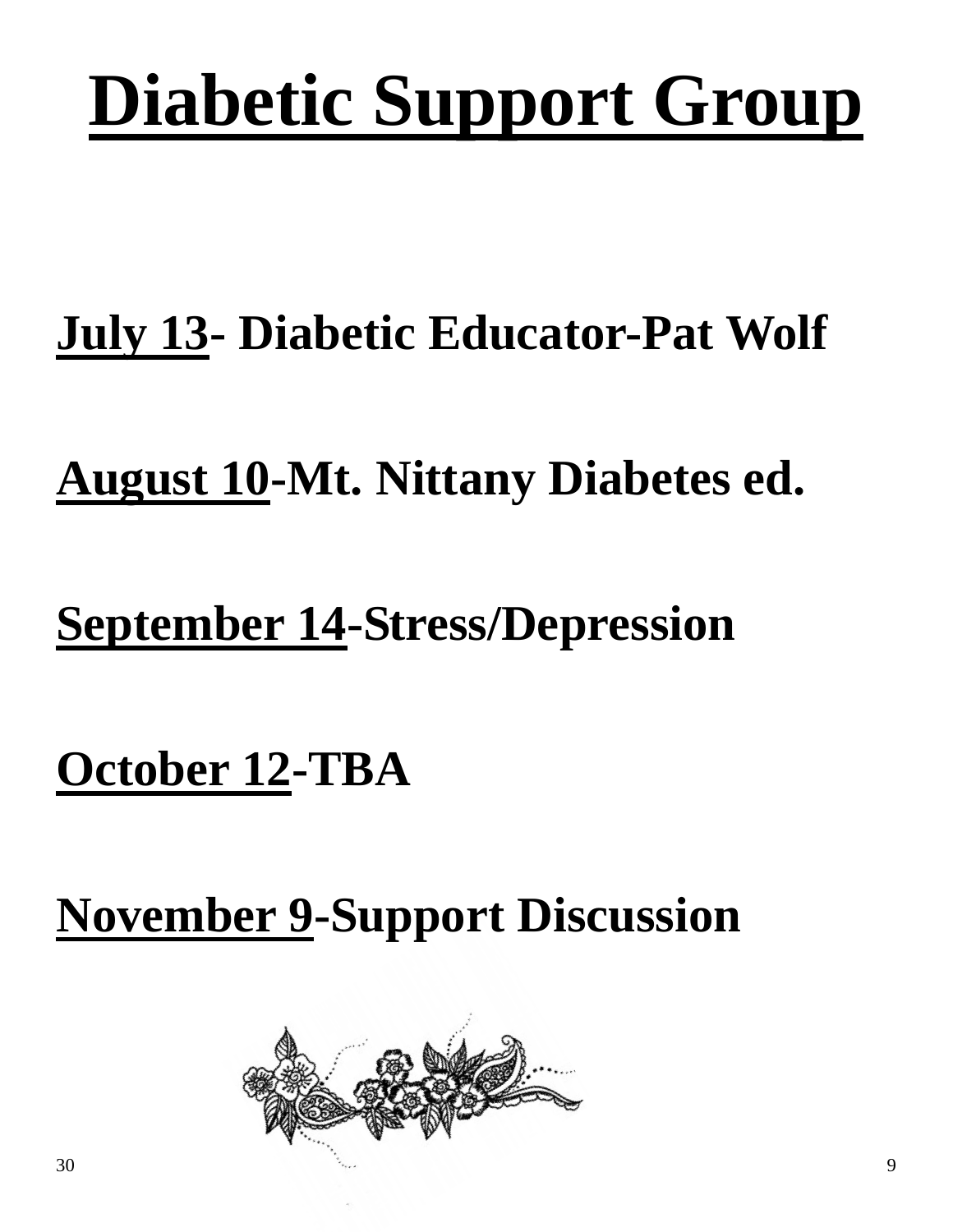# Diabetic Support Group

**July 13**- Diabetic Educator-Pat Wolf

**August 10**-Mt. Nittany Diabetes ed.

**September 14**-Stress/Depression

**October 12**-TBA

**November 9**-Support Discussion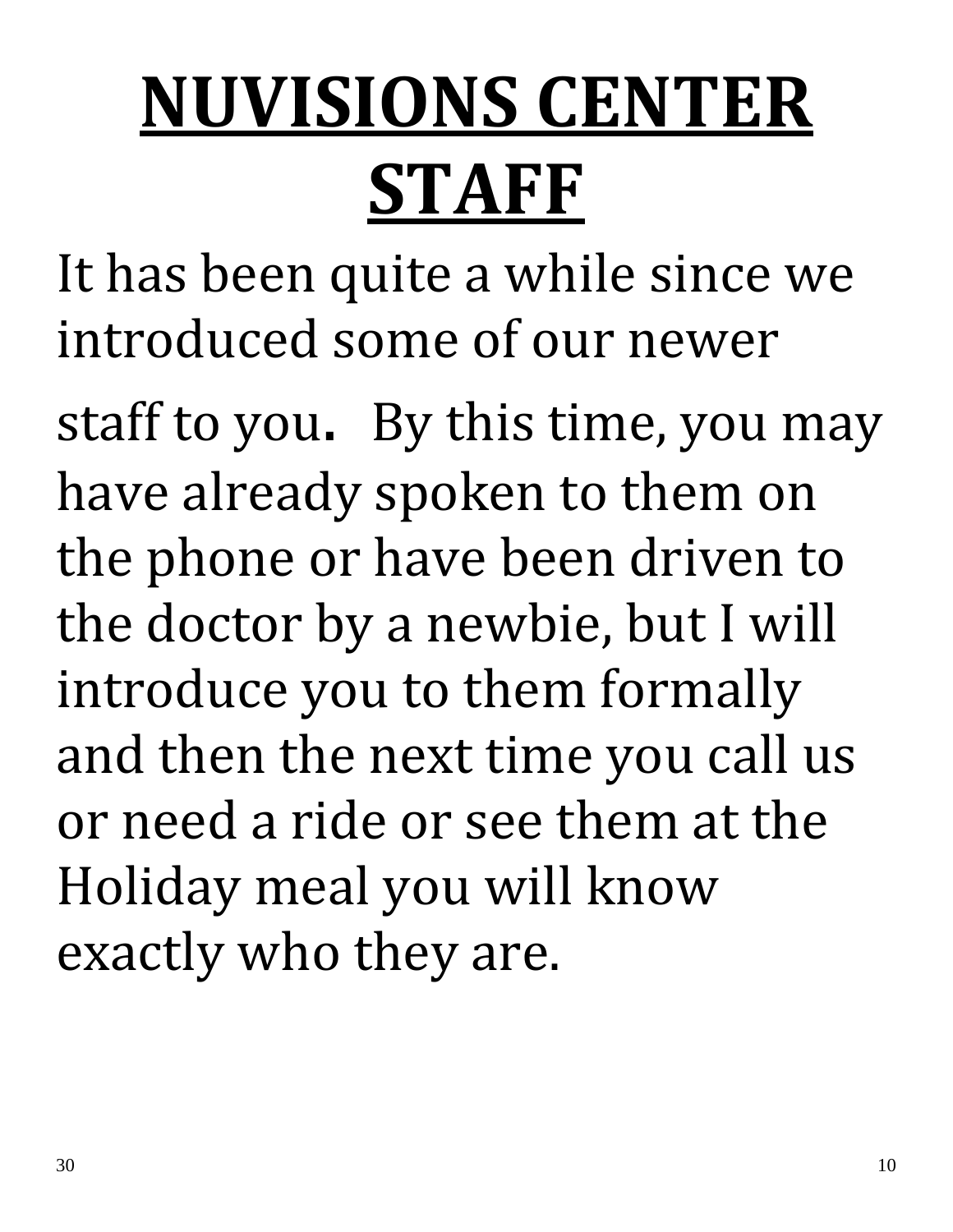# NUVISIONS CENTER STAFF

It has been quite a while since we introduced some of our newer staff to you. By this time, you may have already spoken to them on the phone or have been driven to the doctor by a newbie, but I will introduce you to them formally and then the next time you call us or need a ride or see them at the Holiday meal you will know exactly who they are.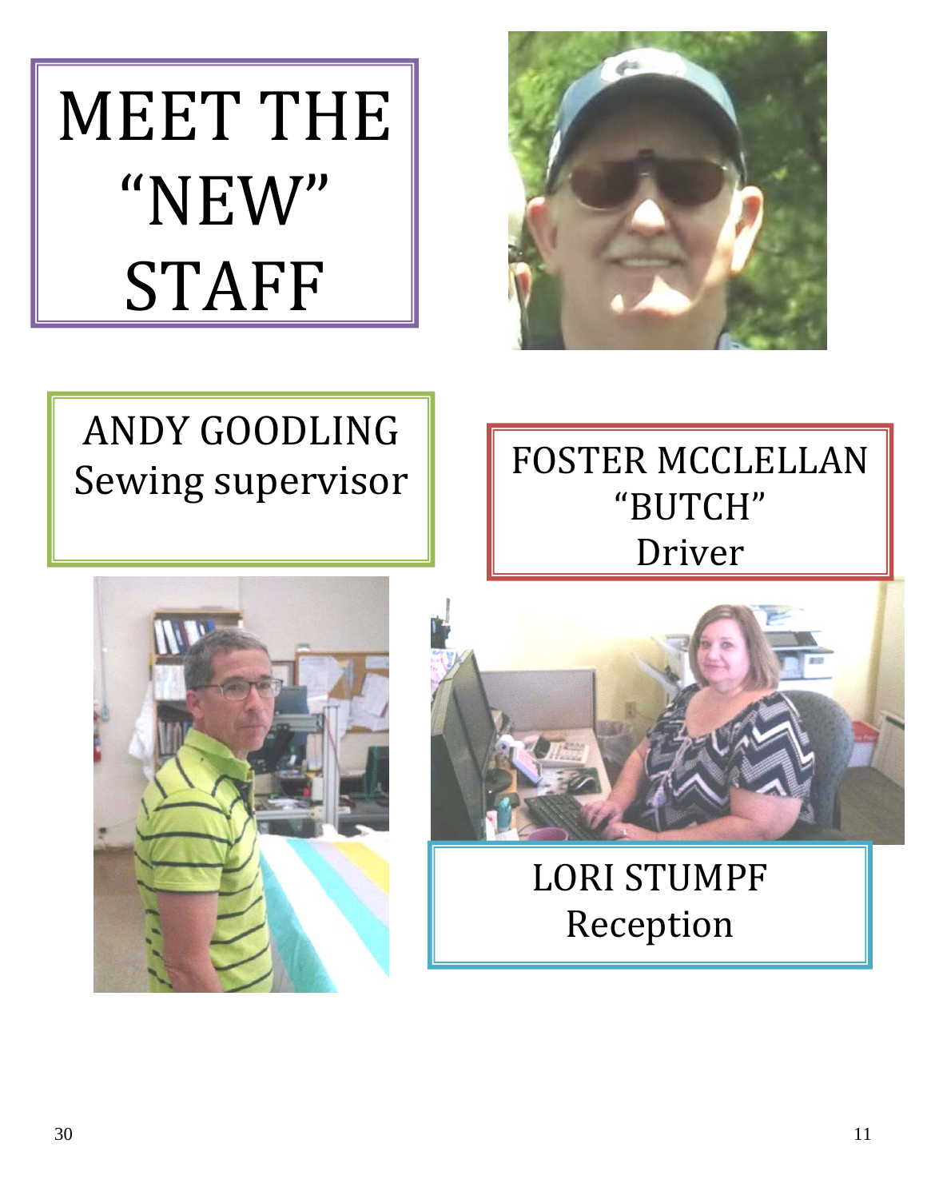# MEET THE "NEW" STAFF

ANDY GOODLING
Sewing supervisor

FOSTER MCCLELLAN
"BUTCH"
Driver

LORI STUMPF
Reception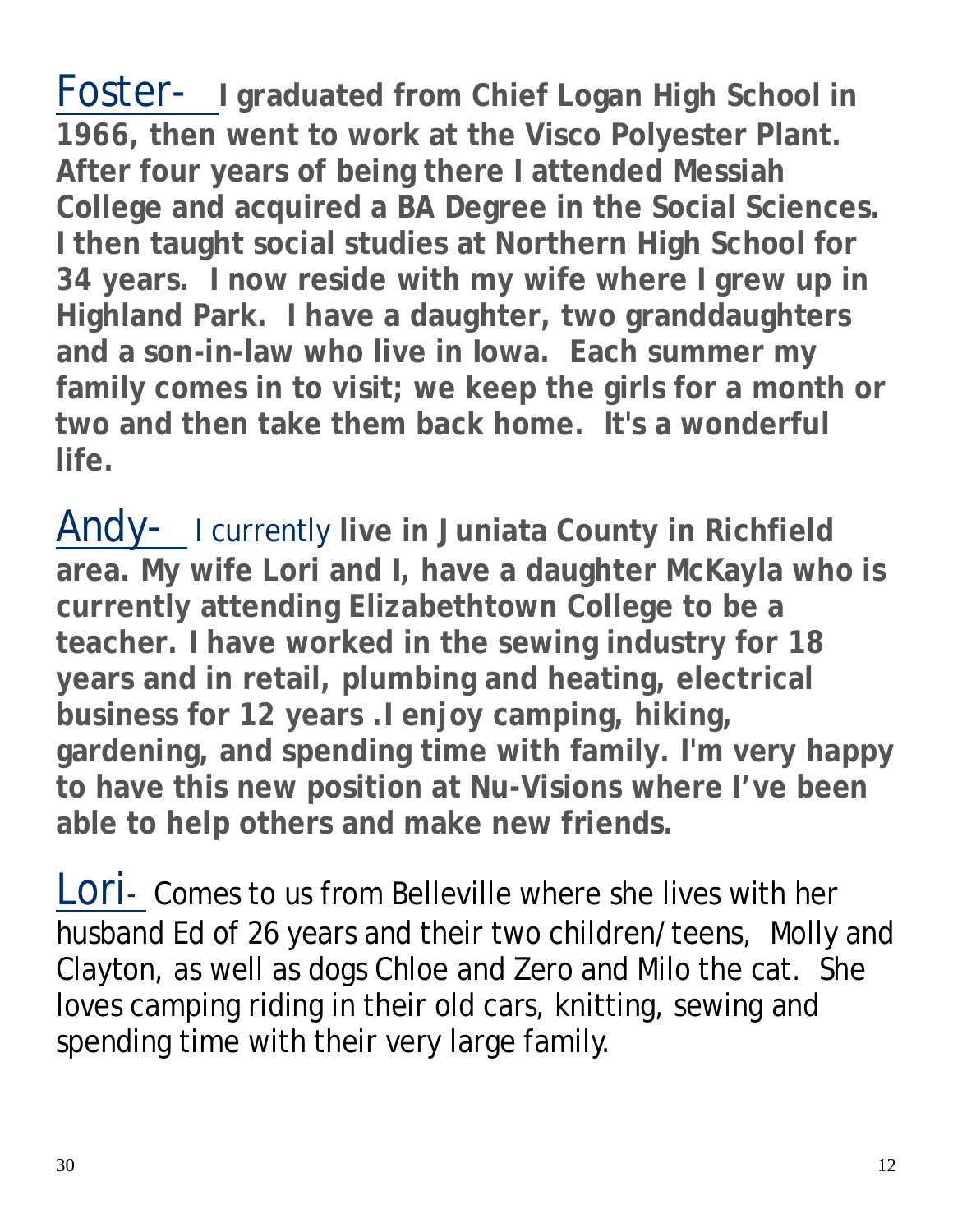Foster- **I graduated from Chief Logan High School in 1966, then went to work at the Visco Polyester Plant. After four years of being there I attended Messiah College and acquired a BA Degree in the Social Sciences. I then taught social studies at Northern High School for 34 years. I now reside with my wife where I grew up in Highland Park. I have a daughter, two granddaughters and a son-in-law who live in Iowa. Each summer my family comes in to visit; we keep the girls for a month or two and then take them back home. It's a wonderful life.**

Andy- I currently **live in Juniata County in Richfield area. My wife Lori and I, have a daughter McKayla who is currently attending Elizabethtown College to be a teacher. I have worked in the sewing industry for 18 years and in retail, plumbing and heating, electrical business for 12 years .I enjoy camping, hiking, gardening, and spending time with family. I'm very happy to have this new position at Nu-Visions where I've been able to help others and make new friends.**

Lori- Comes to us from Belleville where she lives with her husband Ed of 26 years and their two children/teens, Molly and Clayton, as well as dogs Chloe and Zero and Milo the cat. She loves camping riding in their old cars, knitting, sewing and spending time with their very large family.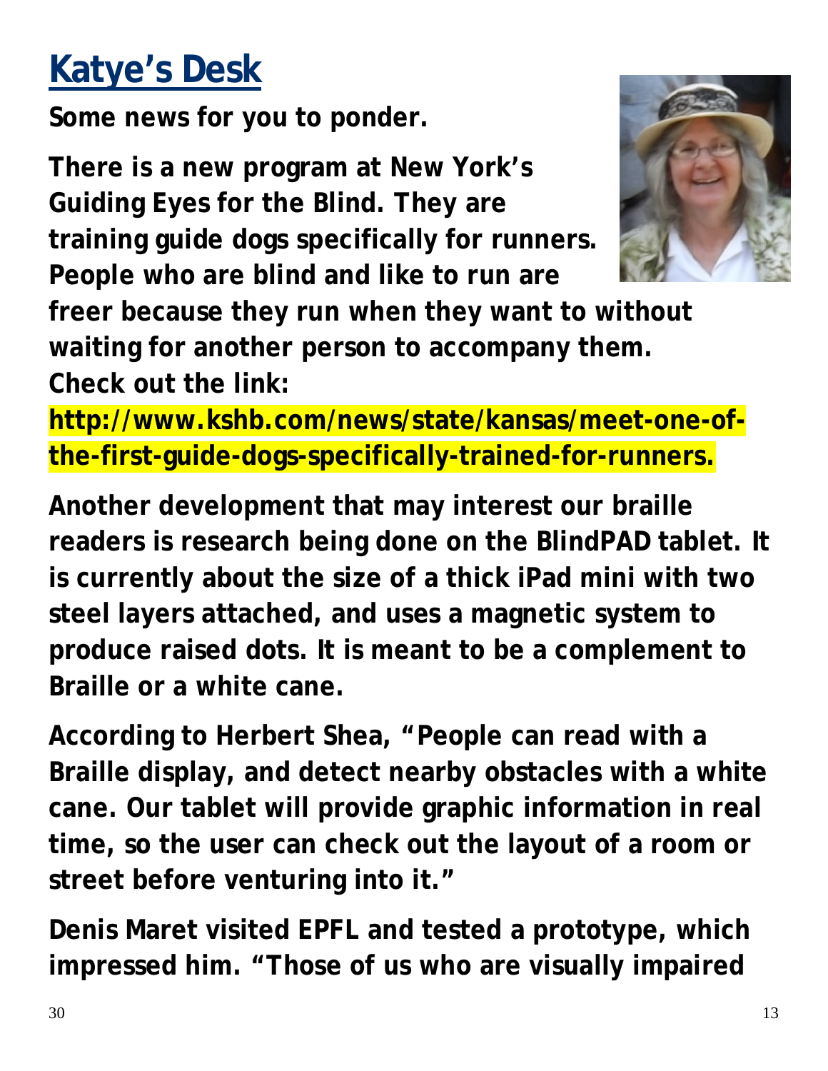# Katye's Desk

**Some news for you to ponder.**

**There is a new program at New York's Guiding Eyes for the Blind. They are training guide dogs specifically for runners. People who are blind and like to run are freer because they run when they want to without waiting for another person to accompany them. Check out the link:**

**http://www.kshb.com/news/state/kansas/meet-one-of-the-first-guide-dogs-specifically-trained-for-runners.**

**Another development that may interest our braille readers is research being done on the BlindPAD tablet. It is currently about the size of a thick iPad mini with two steel layers attached, and uses a magnetic system to produce raised dots. It is meant to be a complement to Braille or a white cane.**

**According to Herbert Shea, "People can read with a Braille display, and detect nearby obstacles with a white cane. Our tablet will provide graphic information in real time, so the user can check out the layout of a room or street before venturing into it."**

**Denis Maret visited EPFL and tested a prototype, which impressed him. "Those of us who are visually impaired**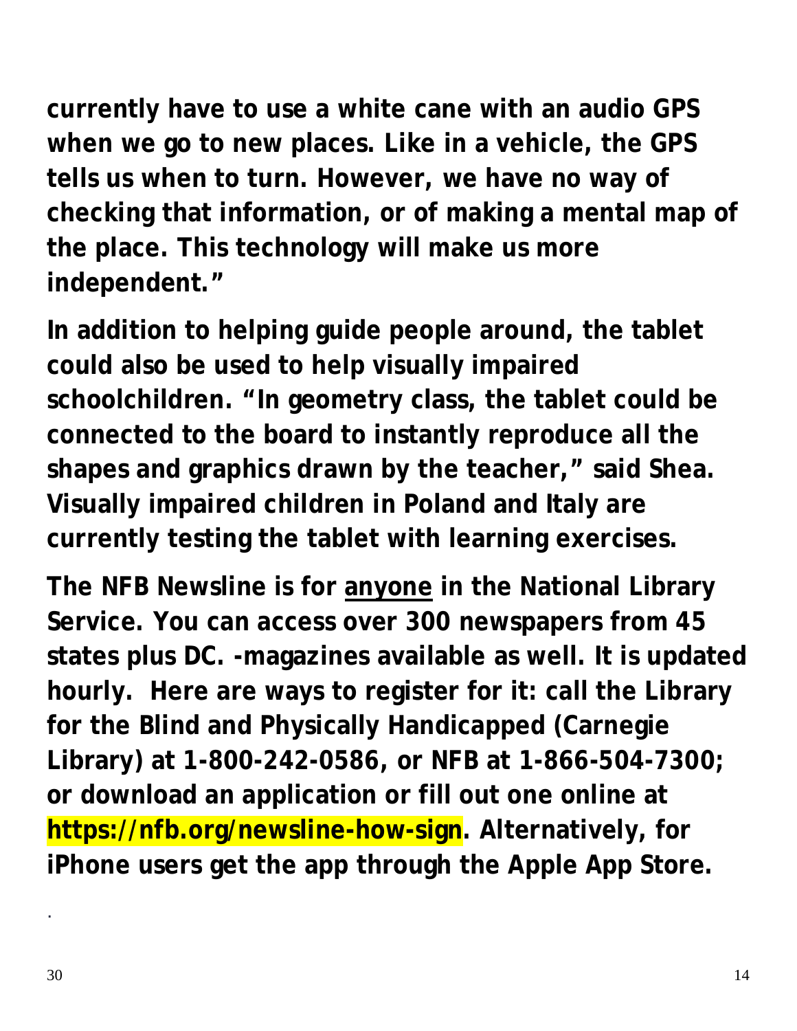**currently have to use a white cane with an audio GPS when we go to new places. Like in a vehicle, the GPS tells us when to turn. However, we have no way of checking that information, or of making a mental map of the place. This technology will make us more independent."**

**In addition to helping guide people around, the tablet could also be used to help visually impaired schoolchildren. "In geometry class, the tablet could be connected to the board to instantly reproduce all the shapes and graphics drawn by the teacher," said Shea. Visually impaired children in Poland and Italy are currently testing the tablet with learning exercises.**

**The NFB Newsline is for <u>anyone</u> in the National Library Service. You can access over 300 newspapers from 45 states plus DC. -magazines available as well. It is updated hourly. Here are ways to register for it: call the Library for the Blind and Physically Handicapped (Carnegie Library) at 1-800-242-0586, or NFB at 1-866-504-7300; or download an application or fill out one online at https://nfb.org/newsline-how-sign. Alternatively, for iPhone users get the app through the Apple App Store.**

.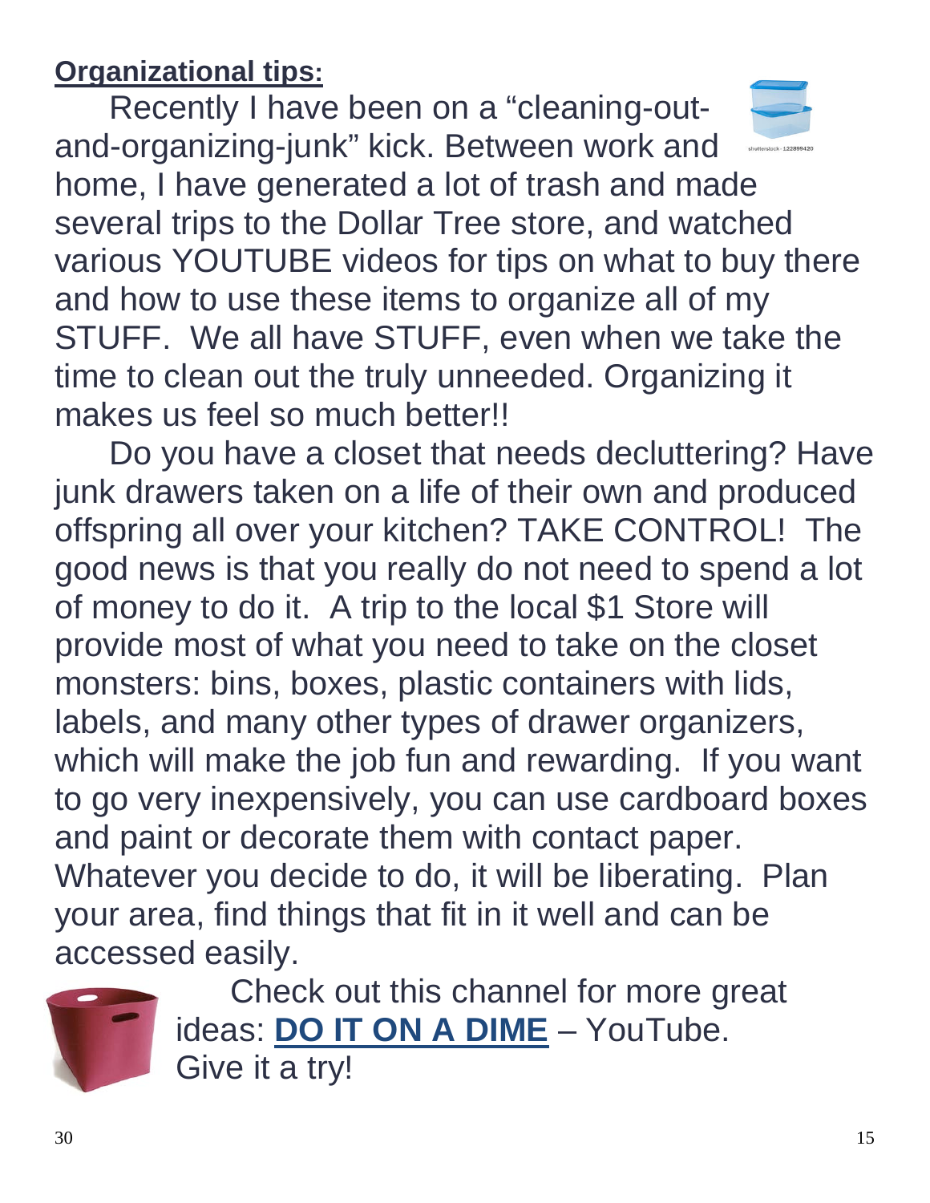**Organizational tips:**

Recently I have been on a "cleaning-out-and-organizing-junk" kick. Between work and home, I have generated a lot of trash and made several trips to the Dollar Tree store, and watched various YOUTUBE videos for tips on what to buy there and how to use these items to organize all of my STUFF. We all have STUFF, even when we take the time to clean out the truly unneeded. Organizing it makes us feel so much better!!

Do you have a closet that needs decluttering? Have junk drawers taken on a life of their own and produced offspring all over your kitchen? TAKE CONTROL! The good news is that you really do not need to spend a lot of money to do it. A trip to the local $1 Store will provide most of what you need to take on the closet monsters: bins, boxes, plastic containers with lids, labels, and many other types of drawer organizers, which will make the job fun and rewarding. If you want to go very inexpensively, you can use cardboard boxes and paint or decorate them with contact paper. Whatever you decide to do, it will be liberating. Plan your area, find things that fit in it well and can be accessed easily.

Check out this channel for more great ideas: **DO IT ON A DIME** – YouTube. Give it a try!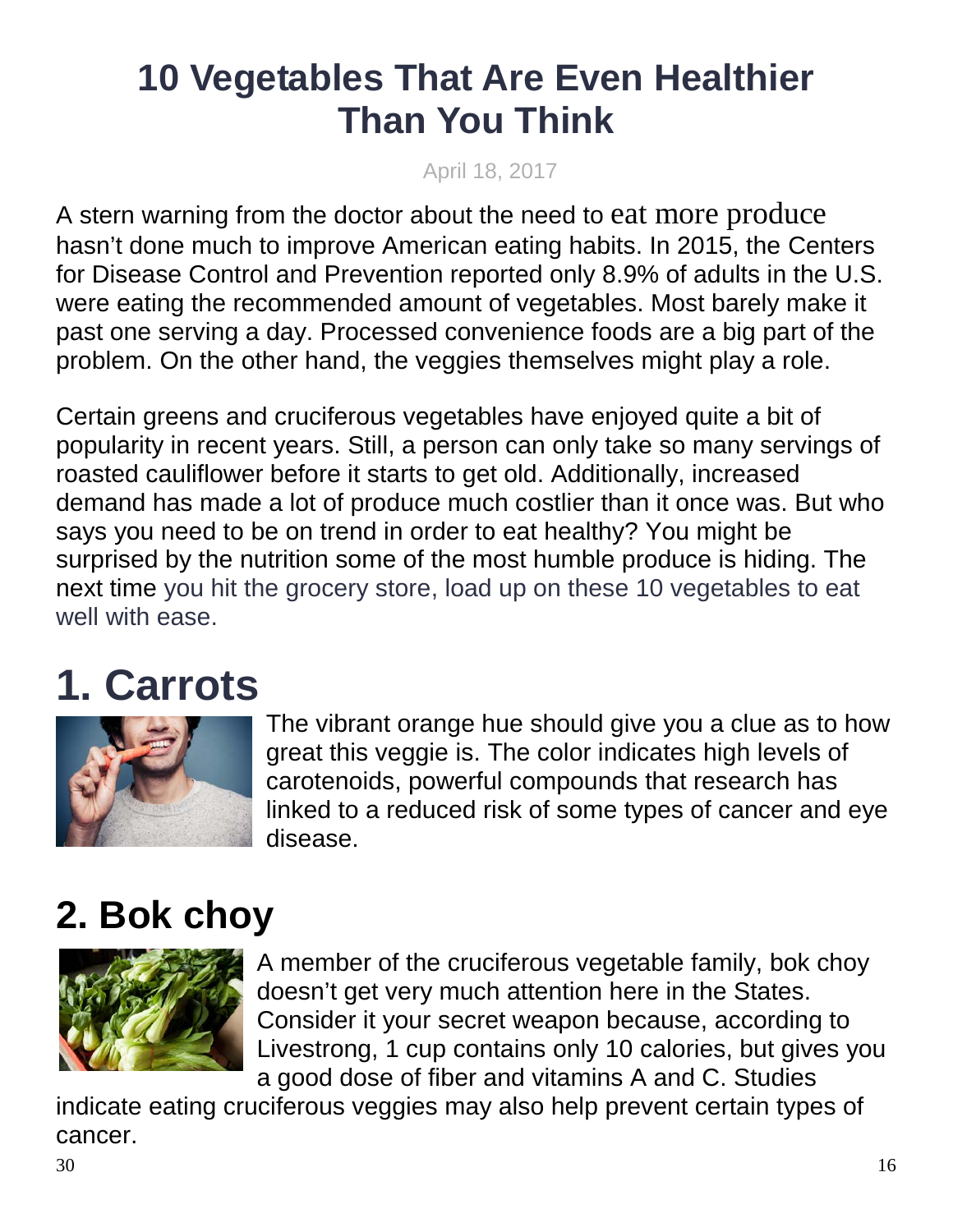# 10 Vegetables That Are Even Healthier Than You Think

April 18, 2017

A stern warning from the doctor about the need to eat more produce hasn't done much to improve American eating habits. In 2015, the Centers for Disease Control and Prevention reported only 8.9% of adults in the U.S. were eating the recommended amount of vegetables. Most barely make it past one serving a day. Processed convenience foods are a big part of the problem. On the other hand, the veggies themselves might play a role.

Certain greens and cruciferous vegetables have enjoyed quite a bit of popularity in recent years. Still, a person can only take so many servings of roasted cauliflower before it starts to get old. Additionally, increased demand has made a lot of produce much costlier than it once was. But who says you need to be on trend in order to eat healthy? You might be surprised by the nutrition some of the most humble produce is hiding. The next time you hit the grocery store, load up on these 10 vegetables to eat well with ease.

# 1. Carrots

The vibrant orange hue should give you a clue as to how great this veggie is. The color indicates high levels of carotenoids, powerful compounds that research has linked to a reduced risk of some types of cancer and eye disease.

## 2. Bok choy

A member of the cruciferous vegetable family, bok choy doesn't get very much attention here in the States. Consider it your secret weapon because, according to Livestrong, 1 cup contains only 10 calories, but gives you a good dose of fiber and vitamins A and C. Studies indicate eating cruciferous veggies may also help prevent certain types of cancer.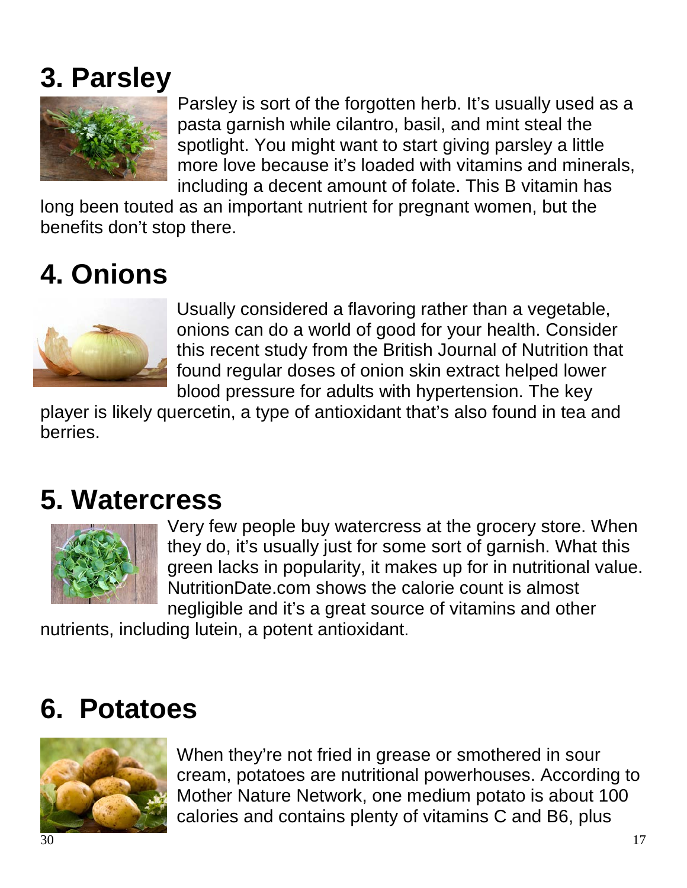# 3. Parsley

Parsley is sort of the forgotten herb. It's usually used as a pasta garnish while cilantro, basil, and mint steal the spotlight. You might want to start giving parsley a little more love because it's loaded with vitamins and minerals, including a decent amount of folate. This B vitamin has long been touted as an important nutrient for pregnant women, but the benefits don't stop there.

# 4. Onions

Usually considered a flavoring rather than a vegetable, onions can do a world of good for your health. Consider this recent study from the British Journal of Nutrition that found regular doses of onion skin extract helped lower blood pressure for adults with hypertension. The key player is likely quercetin, a type of antioxidant that's also found in tea and berries.

# 5. Watercress

Very few people buy watercress at the grocery store. When they do, it's usually just for some sort of garnish. What this green lacks in popularity, it makes up for in nutritional value. NutritionDate.com shows the calorie count is almost negligible and it's a great source of vitamins and other nutrients, including lutein, a potent antioxidant.

# 6. Potatoes

When they're not fried in grease or smothered in sour cream, potatoes are nutritional powerhouses. According to Mother Nature Network, one medium potato is about 100 calories and contains plenty of vitamins C and B6, plus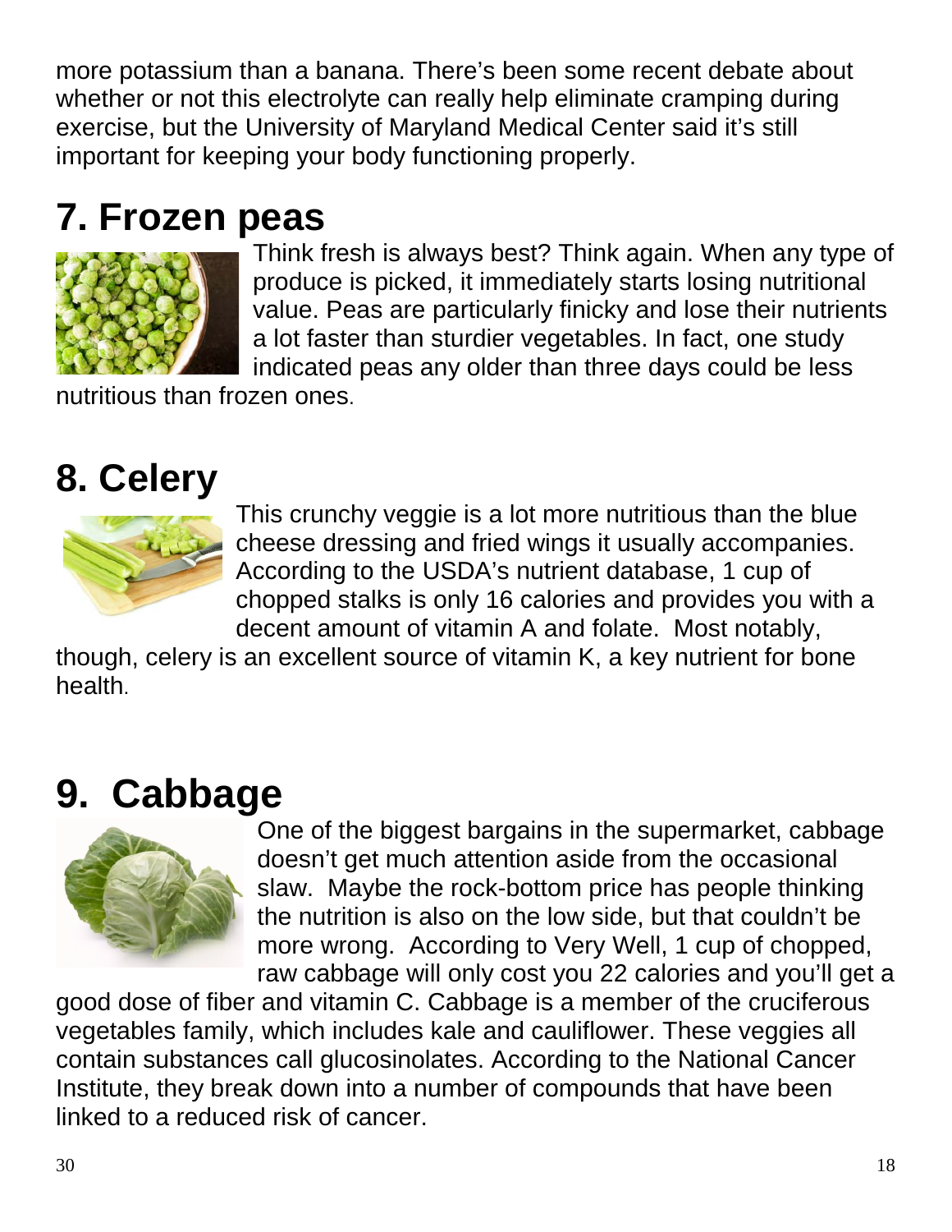more potassium than a banana. There's been some recent debate about whether or not this electrolyte can really help eliminate cramping during exercise, but the University of Maryland Medical Center said it's still important for keeping your body functioning properly.

# 7. Frozen peas

Think fresh is always best? Think again. When any type of produce is picked, it immediately starts losing nutritional value. Peas are particularly finicky and lose their nutrients a lot faster than sturdier vegetables. In fact, one study indicated peas any older than three days could be less nutritious than frozen ones.

# 8. Celery

This crunchy veggie is a lot more nutritious than the blue cheese dressing and fried wings it usually accompanies. According to the USDA's nutrient database, 1 cup of chopped stalks is only 16 calories and provides you with a decent amount of vitamin A and folate. Most notably, though, celery is an excellent source of vitamin K, a key nutrient for bone health.

# 9. Cabbage

One of the biggest bargains in the supermarket, cabbage doesn't get much attention aside from the occasional slaw. Maybe the rock-bottom price has people thinking the nutrition is also on the low side, but that couldn't be more wrong. According to Very Well, 1 cup of chopped, raw cabbage will only cost you 22 calories and you'll get a good dose of fiber and vitamin C. Cabbage is a member of the cruciferous vegetables family, which includes kale and cauliflower. These veggies all contain substances call glucosinolates. According to the National Cancer Institute, they break down into a number of compounds that have been linked to a reduced risk of cancer.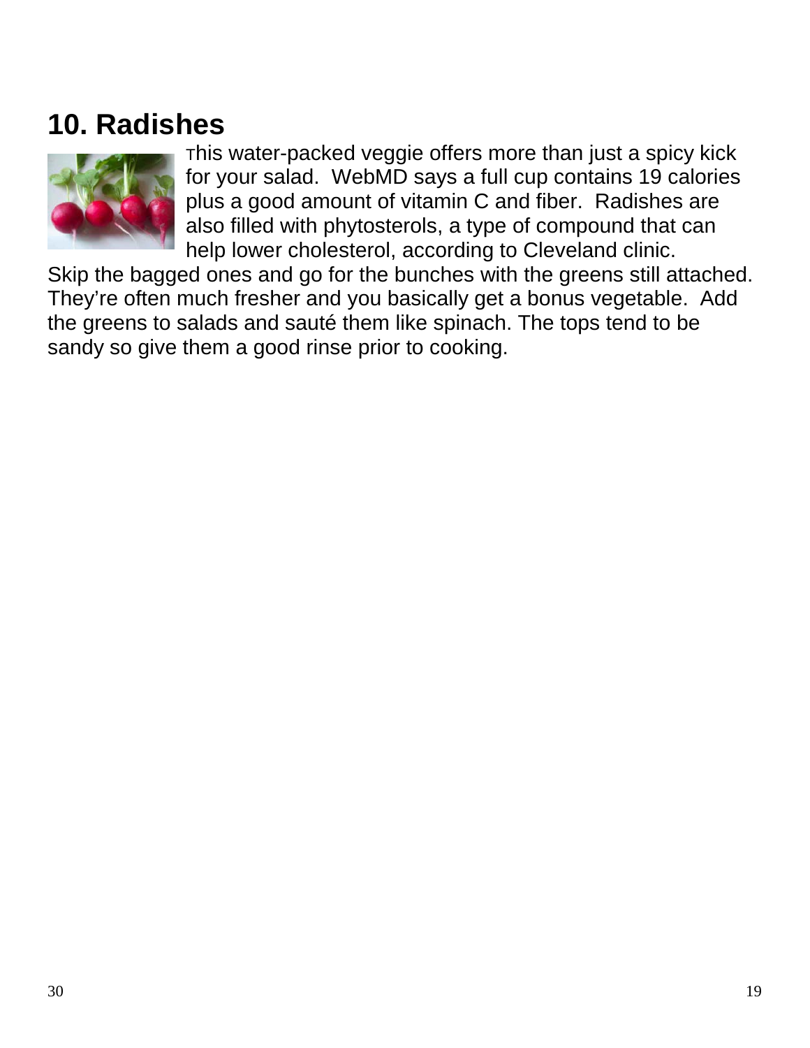## 10. Radishes

This water-packed veggie offers more than just a spicy kick for your salad.  WebMD says a full cup contains 19 calories plus a good amount of vitamin C and fiber.  Radishes are also filled with phytosterols, a type of compound that can help lower cholesterol, according to Cleveland clinic. Skip the bagged ones and go for the bunches with the greens still attached. They're often much fresher and you basically get a bonus vegetable.  Add the greens to salads and sauté them like spinach. The tops tend to be sandy so give them a good rinse prior to cooking.